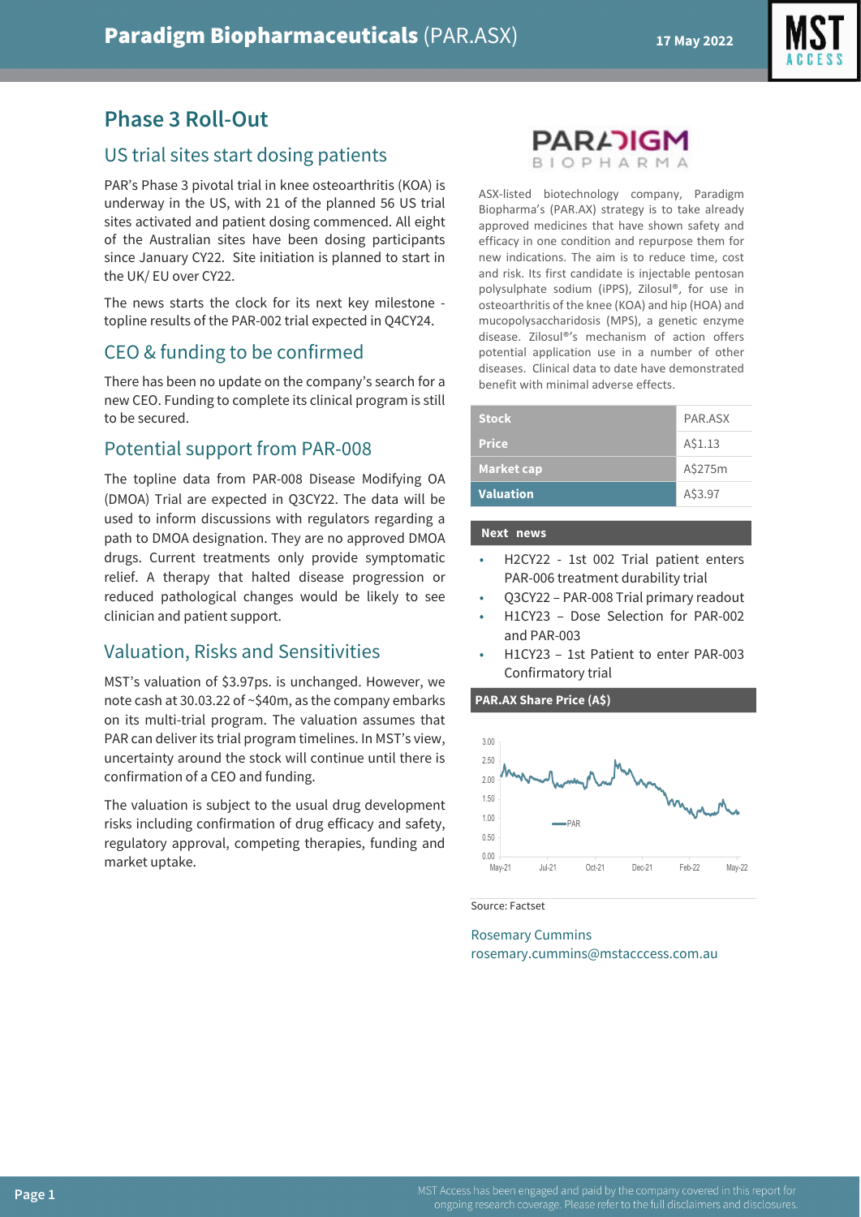# Paradigm Biopharmaceuticals (PAR.ASX)

17 May 2022

## Phase 3 Roll-Out

### US trial sites start dosing patients

PAR's Phase 3 pivotal trial in knee osteoarthritis (KOA) is underway in the US, with 21 of the planned 56 US trial sites activated and patient dosing commenced. All eight of the Australian sites have been dosing participants since January CY22. Site initiation is planned to start in the UK/ EU over CY22.

The news starts the clock for its next key milestone - topline results of the PAR-002 trial expected in Q4CY24.

### CEO & funding to be confirmed

There has been no update on the company's search for a new CEO. Funding to complete its clinical program is still to be secured.

### Potential support from PAR-008

The topline data from PAR-008 Disease Modifying OA (DMOA) Trial are expected in Q3CY22. The data will be used to inform discussions with regulators regarding a path to DMOA designation. They are no approved DMOA drugs. Current treatments only provide symptomatic relief. A therapy that halted disease progression or reduced pathological changes would be likely to see clinician and patient support.

### Valuation, Risks and Sensitivities

MST's valuation of $3.97ps. is unchanged. However, we note cash at 30.03.22 of ~$40m, as the company embarks on its multi-trial program. The valuation assumes that PAR can deliver its trial program timelines. In MST's view, uncertainty around the stock will continue until there is confirmation of a CEO and funding.

The valuation is subject to the usual drug development risks including confirmation of drug efficacy and safety, regulatory approval, competing therapies, funding and market uptake.

---

ASX-listed biotechnology company, Paradigm Biopharma's (PAR.AX) strategy is to take already approved medicines that have shown safety and efficacy in one condition and repurpose them for new indications. The aim is to reduce time, cost and risk. Its first candidate is injectable pentosan polysulphate sodium (iPPS), Zilosul®, for use in osteoarthritis of the knee (KOA) and hip (HOA) and mucopolysaccharidosis (MPS), a genetic enzyme disease. Zilosul®'s mechanism of action offers potential application use in a number of other diseases. Clinical data to date have demonstrated benefit with minimal adverse effects.

| Stock | PAR.ASX |
|---|---|
| Price | A$1.13 |
| Market cap | A$275m |
| Valuation | A$3.97 |

**Next news**

- H2CY22 - 1st 002 Trial patient enters PAR-006 treatment durability trial
- Q3CY22 – PAR-008 Trial primary readout
- H1CY23 – Dose Selection for PAR-002 and PAR-003
- H1CY23 – 1st Patient to enter PAR-003 Confirmatory trial

**PAR.AX Share Price (A$)**

Source: Factset

Rosemary Cummins
rosemary.cummins@mstacccess.com.au

MST Access has been engaged and paid by the company covered in this report for ongoing research coverage. Please refer to the full disclaimers and disclosures.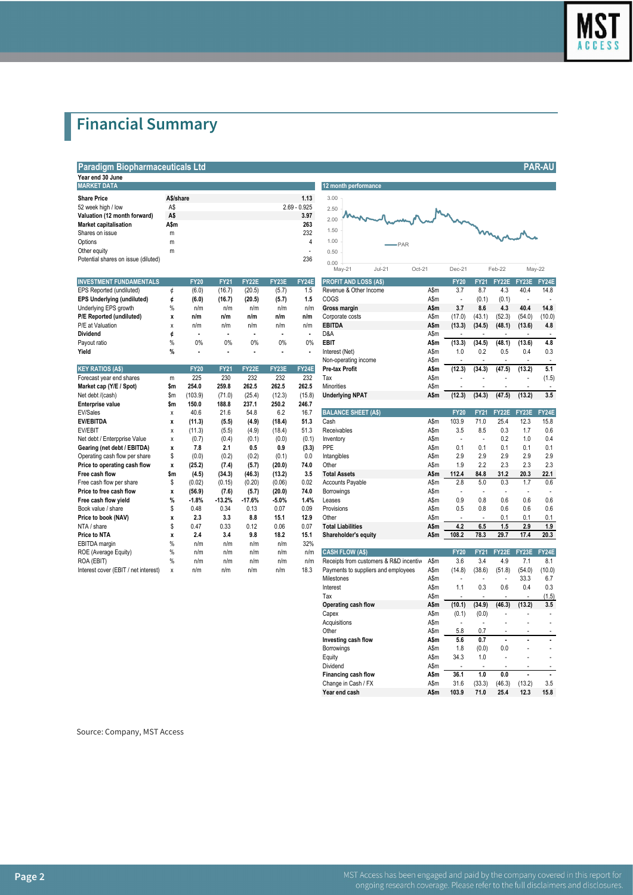# Financial Summary

## Paradigm Biopharmaceuticals Ltd — PAR-AU

Year end 30 June

| MARKET DATA | | |
|---|---|---|
| **Share Price** | **A$/share** | **1.13** |
| 52 week high / low | A$ | 2.69 - 0.925 |
| **Valuation (12 month forward)** | **A$** | **3.97** |
| **Market capitalisation** | **A$m** | **263** |
| Shares on issue | m | 232 |
| Options | m | 4 |
| Other equity | m | - |
| Potential shares on issue (diluted) | | 236 |

12 month performance

| INVESTMENT FUNDAMENTALS | | FY20 | FY21 | FY22E | FY23E | FY24E |
|---|---|---|---|---|---|---|
| EPS Reported (undiluted) | ¢ | (6.0) | (16.7) | (20.5) | (5.7) | 1.5 |
| **EPS Underlying (undiluted)** | **¢** | **(6.0)** | **(16.7)** | **(20.5)** | **(5.7)** | **1.5** |
| Underlying EPS growth | % | n/m | n/m | n/m | n/m | n/m |
| **P/E Reported (undiluted)** | **x** | **n/m** | **n/m** | **n/m** | **n/m** | **n/m** |
| P/E at Valuation | x | n/m | n/m | n/m | n/m | n/m |
| **Dividend** | **¢** | **-** | **-** | **-** | **-** | **-** |
| Payout ratio | % | 0% | 0% | 0% | 0% | 0% |
| **Yield** | **%** | **-** | **-** | **-** | **-** | **-** |

| KEY RATIOS (A$) | | FY20 | FY21 | FY22E | FY23E | FY24E |
|---|---|---|---|---|---|---|
| Forecast year end shares | m | 225 | 230 | 232 | 232 | 232 |
| **Market cap (Y/E / Spot)** | **$m** | **254.0** | **259.8** | **262.5** | **262.5** | **262.5** |
| Net debt /(cash) | $m | (103.9) | (71.0) | (25.4) | (12.3) | (15.8) |
| **Enterprise value** | **$m** | **150.0** | **188.8** | **237.1** | **250.2** | **246.7** |
| EV/Sales | x | 40.6 | 21.6 | 54.8 | 6.2 | 16.7 |
| **EV/EBITDA** | **x** | **(11.3)** | **(5.5)** | **(4.9)** | **(18.4)** | **51.3** |
| EV/EBIT | x | (11.3) | (5.5) | (4.9) | (18.4) | 51.3 |
| Net debt / Enterpprise Value | x | (0.7) | (0.4) | (0.1) | (0.0) | (0.1) |
| **Gearing (net debt / EBITDA)** | **x** | **7.8** | **2.1** | **0.5** | **0.9** | **(3.3)** |
| Operating cash flow per share | $ | (0.0) | (0.2) | (0.2) | (0.1) | 0.0 |
| **Price to operating cash flow** | **x** | **(25.2)** | **(7.4)** | **(5.7)** | **(20.0)** | **74.0** |
| **Free cash flow** | **$m** | **(4.5)** | **(34.3)** | **(46.3)** | **(13.2)** | **3.5** |
| Free cash flow per share | $ | (0.02) | (0.15) | (0.20) | (0.06) | 0.02 |
| **Price to free cash flow** | **x** | **(56.9)** | **(7.6)** | **(5.7)** | **(20.0)** | **74.0** |
| **Free cash flow yield** | **%** | **-1.8%** | **-13.2%** | **-17.6%** | **-5.0%** | **1.4%** |
| Book value / share | $ | 0.48 | 0.34 | 0.13 | 0.07 | 0.09 |
| **Price to book (NAV)** | **x** | **2.3** | **3.3** | **8.8** | **15.1** | **12.9** |
| NTA / share | $ | 0.47 | 0.33 | 0.12 | 0.06 | 0.07 |
| **Price to NTA** | **x** | **2.4** | **3.4** | **9.8** | **18.2** | **15.1** |
| EBITDA margin | % | n/m | n/m | n/m | n/m | 32% |
| ROE (Average Equity) | % | n/m | n/m | n/m | n/m | n/m |
| ROA (EBIT) | % | n/m | n/m | n/m | n/m | n/m |
| Interest cover (EBIT / net interest) | x | n/m | n/m | n/m | n/m | 18.3 |

| PROFIT AND LOSS (A$) | | FY20 | FY21 | FY22E | FY23E | FY24E |
|---|---|---|---|---|---|---|
| Revenue & Other Income | A$m | 3.7 | 8.7 | 4.3 | 40.4 | 14.8 |
| COGS | A$m | - | (0.1) | (0.1) | - | - |
| **Gross margin** | **A$m** | **3.7** | **8.6** | **4.3** | **40.4** | **14.8** |
| Corporate costs | A$m | (17.0) | (43.1) | (52.3) | (54.0) | (10.0) |
| **EBITDA** | **A$m** | **(13.3)** | **(34.5)** | **(48.1)** | **(13.6)** | **4.8** |
| D&A | A$m | - | - | - | - | - |
| **EBIT** | **A$m** | **(13.3)** | **(34.5)** | **(48.1)** | **(13.6)** | **4.8** |
| Interest (Net) | A$m | 1.0 | 0.2 | 0.5 | 0.4 | 0.3 |
| Non-operating income | A$m | - | - | - | - | - |
| **Pre-tax Profit** | **A$m** | **(12.3)** | **(34.3)** | **(47.5)** | **(13.2)** | **5.1** |
| Tax | A$m | - | - | - | - | (1.5) |
| Minorities | A$m | - | - | - | - | - |
| **Underlying NPAT** | **A$m** | **(12.3)** | **(34.3)** | **(47.5)** | **(13.2)** | **3.5** |

| BALANCE SHEET (A$) | | FY20 | FY21 | FY22E | FY23E | FY24E |
|---|---|---|---|---|---|---|
| Cash | A$m | 103.9 | 71.0 | 25.4 | 12.3 | 15.8 |
| Receivables | A$m | 3.5 | 8.5 | 0.3 | 1.7 | 0.6 |
| Inventory | A$m | - | - | 0.2 | 1.0 | 0.4 |
| PPE | A$m | 0.1 | 0.1 | 0.1 | 0.1 | 0.1 |
| Intangibles | A$m | 2.9 | 2.9 | 2.9 | 2.9 | 2.9 |
| Other | A$m | 1.9 | 2.2 | 2.3 | 2.3 | 2.3 |
| **Total Assets** | **A$m** | **112.4** | **84.8** | **31.2** | **20.3** | **22.1** |
| Accounts Payable | A$m | 2.8 | 5.0 | 0.3 | 1.7 | 0.6 |
| Borrowings | A$m | - | - | - | - | - |
| Leases | A$m | 0.9 | 0.8 | 0.6 | 0.6 | 0.6 |
| Provisions | A$m | 0.5 | 0.8 | 0.6 | 0.6 | 0.6 |
| Other | A$m | - | - | 0.1 | 0.1 | 0.1 |
| **Total Liabilities** | **A$m** | **4.2** | **6.5** | **1.5** | **2.9** | **1.9** |
| **Shareholder's equity** | **A$m** | **108.2** | **78.3** | **29.7** | **17.4** | **20.3** |

| CASH FLOW (A$) | | FY20 | FY21 | FY22E | FY23E | FY24E |
|---|---|---|---|---|---|---|
| Receipts from customers & R&D incentiv | A$m | 3.6 | 3.4 | 4.9 | 7.1 | 8.1 |
| Payments to suppliers and employees | A$m | (14.8) | (38.6) | (51.8) | (54.0) | (10.0) |
| Milestones | A$m | - | - | - | 33.3 | 6.7 |
| Interest | A$m | 1.1 | 0.3 | 0.6 | 0.4 | 0.3 |
| Tax | A$m | - | - | - | - | (1.5) |
| **Operating cash flow** | **A$m** | **(10.1)** | **(34.9)** | **(46.3)** | **(13.2)** | **3.5** |
| Capex | A$m | (0.1) | (0.0) | - | - | - |
| Acquisitions | A$m | - | - | - | - | - |
| Other | A$m | 5.8 | 0.7 | - | - | - |
| **Investing cash flow** | **A$m** | **5.6** | **0.7** | **-** | **-** | **-** |
| Borrowings | A$m | 1.8 | (0.0) | 0.0 | - | - |
| Equity | A$m | 34.3 | 1.0 | - | - | - |
| Dividend | A$m | - | - | - | - | - |
| **Financing cash flow** | **A$m** | **36.1** | **1.0** | **0.0** | **-** | **-** |
| Change in Cash / FX | A$m | 31.6 | (33.3) | (46.3) | (13.2) | 3.5 |
| **Year end cash** | **A$m** | **103.9** | **71.0** | **25.4** | **12.3** | **15.8** |

Source: Company, MST Access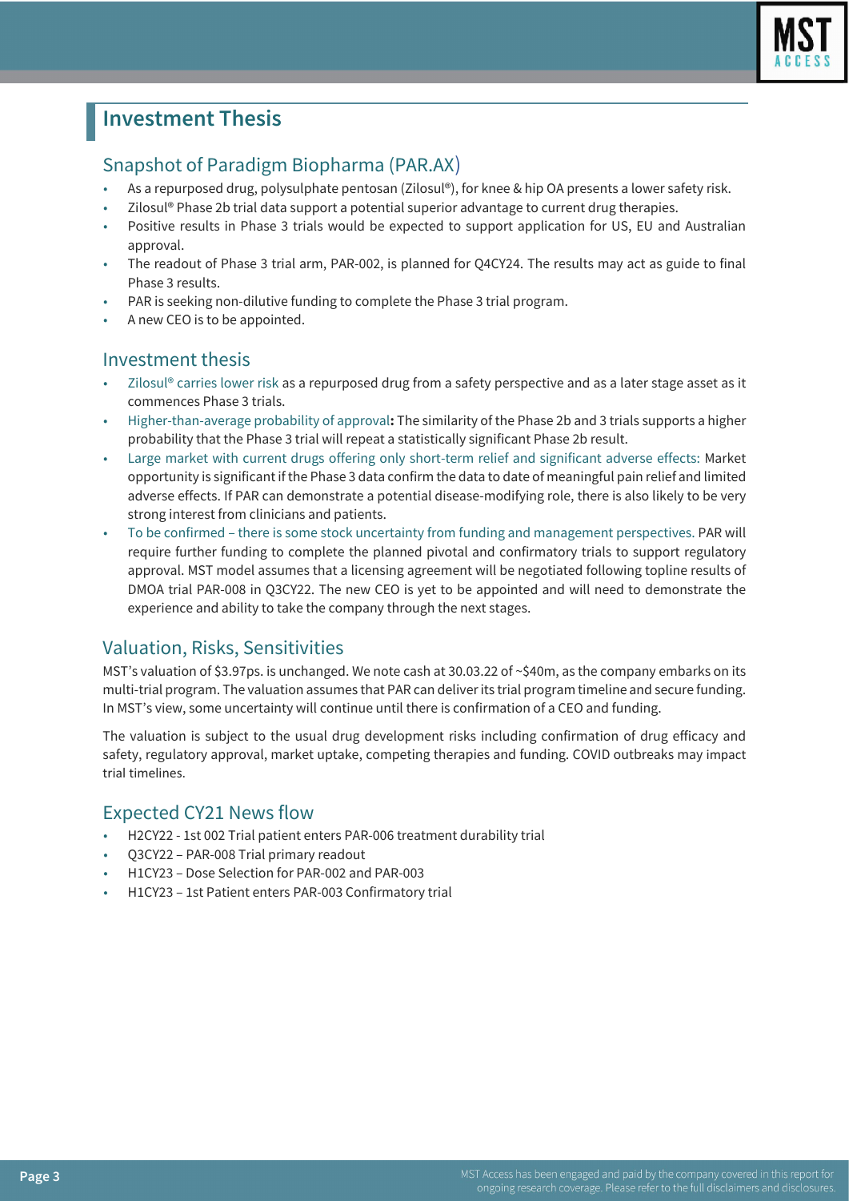# Investment Thesis

## Snapshot of Paradigm Biopharma (PAR.AX)

- As a repurposed drug, polysulphate pentosan (Zilosul®), for knee & hip OA presents a lower safety risk.
- Zilosul® Phase 2b trial data support a potential superior advantage to current drug therapies.
- Positive results in Phase 3 trials would be expected to support application for US, EU and Australian approval.
- The readout of Phase 3 trial arm, PAR-002, is planned for Q4CY24. The results may act as guide to final Phase 3 results.
- PAR is seeking non-dilutive funding to complete the Phase 3 trial program.
- A new CEO is to be appointed.

## Investment thesis

- Zilosul® carries lower risk as a repurposed drug from a safety perspective and as a later stage asset as it commences Phase 3 trials.
- Higher-than-average probability of approval**:** The similarity of the Phase 2b and 3 trials supports a higher probability that the Phase 3 trial will repeat a statistically significant Phase 2b result.
- Large market with current drugs offering only short-term relief and significant adverse effects: Market opportunity is significant if the Phase 3 data confirm the data to date of meaningful pain relief and limited adverse effects. If PAR can demonstrate a potential disease-modifying role, there is also likely to be very strong interest from clinicians and patients.
- To be confirmed – there is some stock uncertainty from funding and management perspectives. PAR will require further funding to complete the planned pivotal and confirmatory trials to support regulatory approval. MST model assumes that a licensing agreement will be negotiated following topline results of DMOA trial PAR-008 in Q3CY22. The new CEO is yet to be appointed and will need to demonstrate the experience and ability to take the company through the next stages.

## Valuation, Risks, Sensitivities

MST's valuation of $3.97ps. is unchanged. We note cash at 30.03.22 of ~$40m, as the company embarks on its multi-trial program. The valuation assumes that PAR can deliver its trial program timeline and secure funding. In MST's view, some uncertainty will continue until there is confirmation of a CEO and funding.

The valuation is subject to the usual drug development risks including confirmation of drug efficacy and safety, regulatory approval, market uptake, competing therapies and funding. COVID outbreaks may impact trial timelines.

## Expected CY21 News flow

- H2CY22 - 1st 002 Trial patient enters PAR-006 treatment durability trial
- Q3CY22 – PAR-008 Trial primary readout
- H1CY23 – Dose Selection for PAR-002 and PAR-003
- H1CY23 – 1st Patient enters PAR-003 Confirmatory trial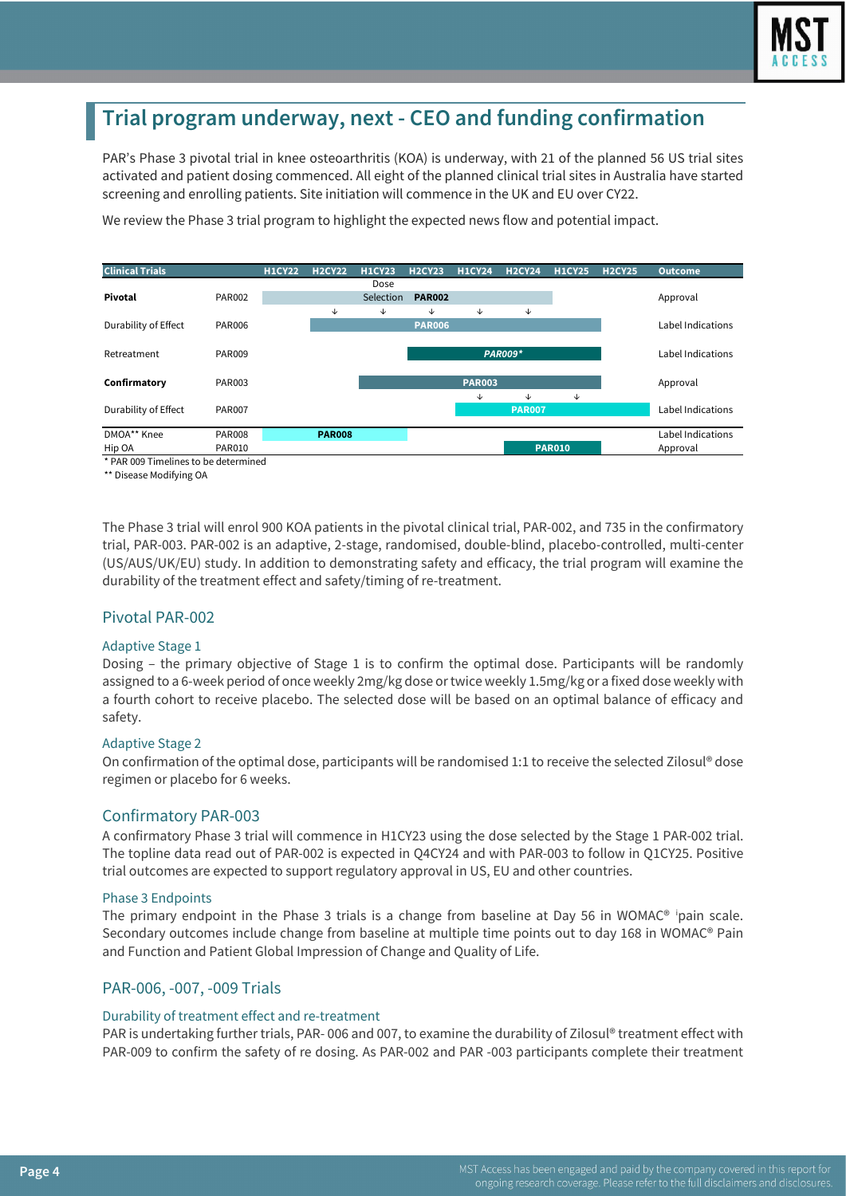## Trial program underway, next - CEO and funding confirmation

PAR's Phase 3 pivotal trial in knee osteoarthritis (KOA) is underway, with 21 of the planned 56 US trial sites activated and patient dosing commenced. All eight of the planned clinical trial sites in Australia have started screening and enrolling patients. Site initiation will commence in the UK and EU over CY22.

We review the Phase 3 trial program to highlight the expected news flow and potential impact.

| Clinical Trials | | H1CY22 | H2CY22 | H1CY23 | H2CY23 | H1CY24 | H2CY24 | H1CY25 | H2CY25 | Outcome |
|---|---|---|---|---|---|---|---|---|---|---|
| **Pivotal** | PAR002 | | | Dose Selection | **PAR002** | | | | | Approval |
| | | | ↓ | ↓ | ↓ | ↓ | ↓ | | | |
| Durability of Effect | PAR006 | | | | **PAR006** | | | | | Label Indications |
| Retreatment | PAR009 | | | | | ***PAR009**** | | | | Label Indications |
| **Confirmatory** | PAR003 | | | | | **PAR003** | | | | Approval |
| | | | | | | ↓ | ↓ | ↓ | | |
| Durability of Effect | PAR007 | | | | | | **PAR007** | | | Label Indications |
| DMOA** Knee | PAR008 | | **PAR008** | | | | | | | Label Indications |
| Hip OA | PAR010 | | | | | | **PAR010** | | | Approval |

\* PAR 009 Timelines to be determined

\*\* Disease Modifying OA

The Phase 3 trial will enrol 900 KOA patients in the pivotal clinical trial, PAR-002, and 735 in the confirmatory trial, PAR-003. PAR-002 is an adaptive, 2-stage, randomised, double-blind, placebo-controlled, multi-center (US/AUS/UK/EU) study. In addition to demonstrating safety and efficacy, the trial program will examine the durability of the treatment effect and safety/timing of re-treatment.

### Pivotal PAR-002

#### Adaptive Stage 1

Dosing – the primary objective of Stage 1 is to confirm the optimal dose. Participants will be randomly assigned to a 6-week period of once weekly 2mg/kg dose or twice weekly 1.5mg/kg or a fixed dose weekly with a fourth cohort to receive placebo. The selected dose will be based on an optimal balance of efficacy and safety.

#### Adaptive Stage 2

On confirmation of the optimal dose, participants will be randomised 1:1 to receive the selected Zilosul® dose regimen or placebo for 6 weeks.

### Confirmatory PAR-003

A confirmatory Phase 3 trial will commence in H1CY23 using the dose selected by the Stage 1 PAR-002 trial. The topline data read out of PAR-002 is expected in Q4CY24 and with PAR-003 to follow in Q1CY25. Positive trial outcomes are expected to support regulatory approval in US, EU and other countries.

#### Phase 3 Endpoints

The primary endpoint in the Phase 3 trials is a change from baseline at Day 56 in WOMAC® [i]pain scale. Secondary outcomes include change from baseline at multiple time points out to day 168 in WOMAC® Pain and Function and Patient Global Impression of Change and Quality of Life.

### PAR-006, -007, -009 Trials

#### Durability of treatment effect and re-treatment

PAR is undertaking further trials, PAR- 006 and 007, to examine the durability of Zilosul® treatment effect with PAR-009 to confirm the safety of re dosing. As PAR-002 and PAR -003 participants complete their treatment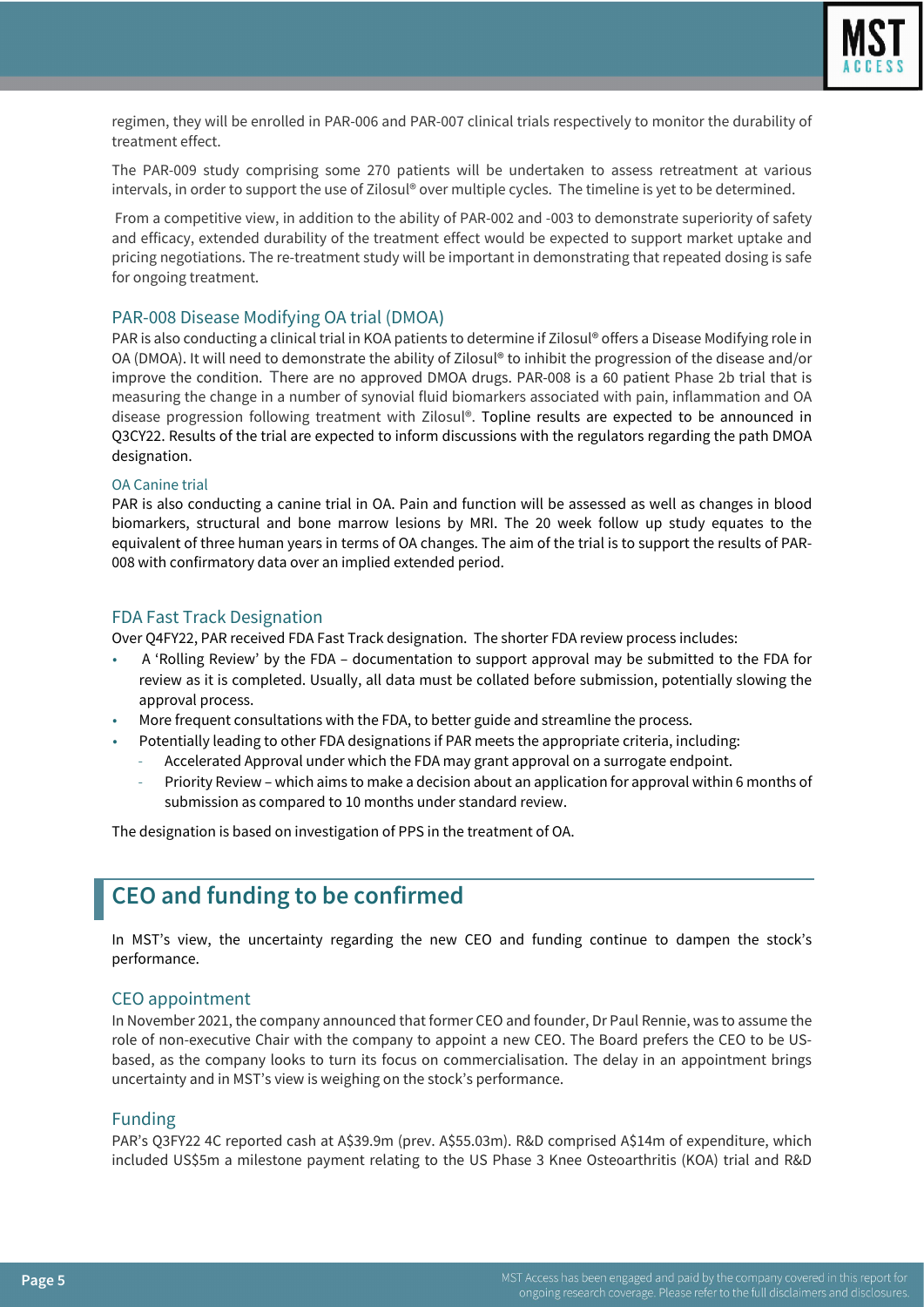regimen, they will be enrolled in PAR-006 and PAR-007 clinical trials respectively to monitor the durability of treatment effect.

The PAR-009 study comprising some 270 patients will be undertaken to assess retreatment at various intervals, in order to support the use of Zilosul® over multiple cycles. The timeline is yet to be determined.

From a competitive view, in addition to the ability of PAR-002 and -003 to demonstrate superiority of safety and efficacy, extended durability of the treatment effect would be expected to support market uptake and pricing negotiations. The re-treatment study will be important in demonstrating that repeated dosing is safe for ongoing treatment.

### PAR-008 Disease Modifying OA trial (DMOA)

PAR is also conducting a clinical trial in KOA patients to determine if Zilosul® offers a Disease Modifying role in OA (DMOA). It will need to demonstrate the ability of Zilosul® to inhibit the progression of the disease and/or improve the condition. There are no approved DMOA drugs. PAR-008 is a 60 patient Phase 2b trial that is measuring the change in a number of synovial fluid biomarkers associated with pain, inflammation and OA disease progression following treatment with Zilosul®. Topline results are expected to be announced in Q3CY22. Results of the trial are expected to inform discussions with the regulators regarding the path DMOA designation.

#### OA Canine trial

PAR is also conducting a canine trial in OA. Pain and function will be assessed as well as changes in blood biomarkers, structural and bone marrow lesions by MRI. The 20 week follow up study equates to the equivalent of three human years in terms of OA changes. The aim of the trial is to support the results of PAR-008 with confirmatory data over an implied extended period.

### FDA Fast Track Designation

Over Q4FY22, PAR received FDA Fast Track designation. The shorter FDA review process includes:

- A 'Rolling Review' by the FDA – documentation to support approval may be submitted to the FDA for review as it is completed. Usually, all data must be collated before submission, potentially slowing the approval process.
- More frequent consultations with the FDA, to better guide and streamline the process.
- Potentially leading to other FDA designations if PAR meets the appropriate criteria, including:
  - Accelerated Approval under which the FDA may grant approval on a surrogate endpoint.
  - Priority Review – which aims to make a decision about an application for approval within 6 months of submission as compared to 10 months under standard review.

The designation is based on investigation of PPS in the treatment of OA.

## CEO and funding to be confirmed

In MST's view, the uncertainty regarding the new CEO and funding continue to dampen the stock's performance.

### CEO appointment

In November 2021, the company announced that former CEO and founder, Dr Paul Rennie, was to assume the role of non-executive Chair with the company to appoint a new CEO. The Board prefers the CEO to be US-based, as the company looks to turn its focus on commercialisation. The delay in an appointment brings uncertainty and in MST's view is weighing on the stock's performance.

### Funding

PAR's Q3FY22 4C reported cash at A$39.9m (prev. A$55.03m). R&D comprised A$14m of expenditure, which included US$5m a milestone payment relating to the US Phase 3 Knee Osteoarthritis (KOA) trial and R&D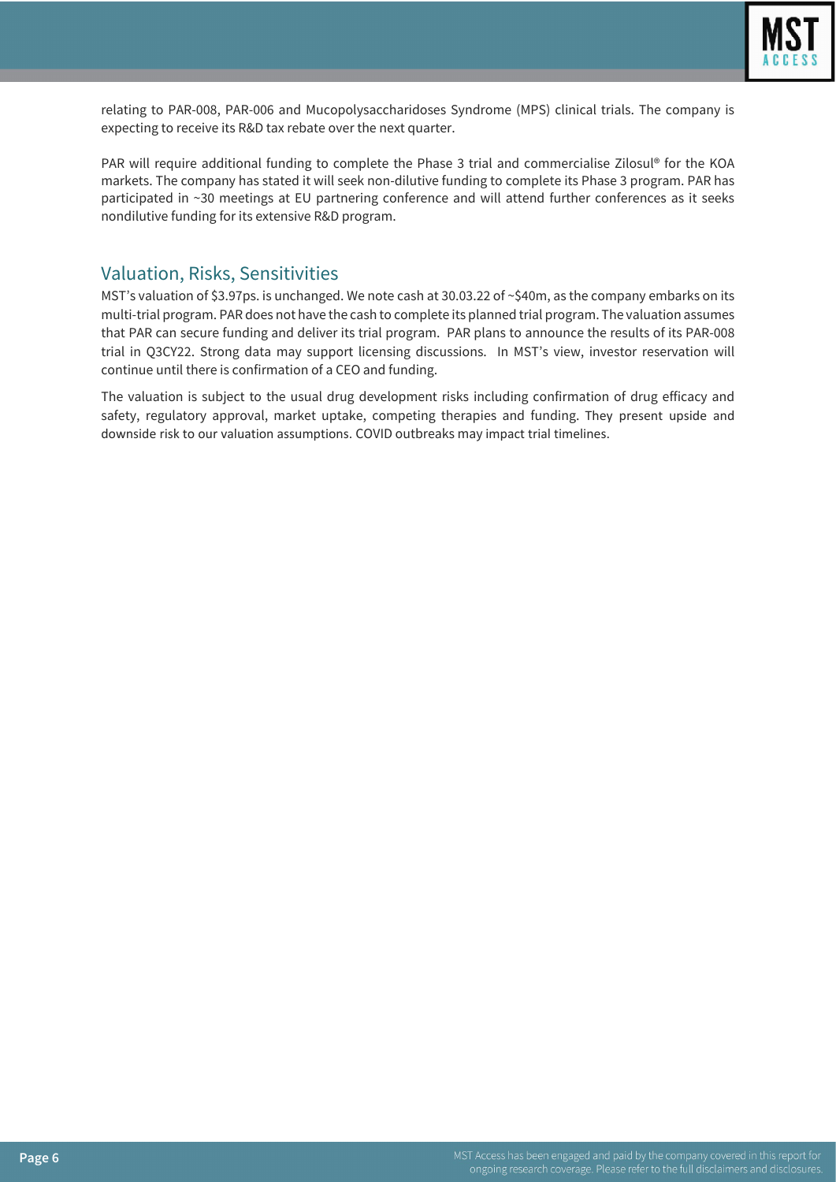relating to PAR-008, PAR-006 and Mucopolysaccharidoses Syndrome (MPS) clinical trials. The company is expecting to receive its R&D tax rebate over the next quarter.

PAR will require additional funding to complete the Phase 3 trial and commercialise Zilosul® for the KOA markets. The company has stated it will seek non-dilutive funding to complete its Phase 3 program. PAR has participated in ~30 meetings at EU partnering conference and will attend further conferences as it seeks nondilutive funding for its extensive R&D program.

## Valuation, Risks, Sensitivities

MST's valuation of $3.97ps. is unchanged. We note cash at 30.03.22 of ~$40m, as the company embarks on its multi-trial program. PAR does not have the cash to complete its planned trial program. The valuation assumes that PAR can secure funding and deliver its trial program. PAR plans to announce the results of its PAR-008 trial in Q3CY22. Strong data may support licensing discussions. In MST's view, investor reservation will continue until there is confirmation of a CEO and funding.

The valuation is subject to the usual drug development risks including confirmation of drug efficacy and safety, regulatory approval, market uptake, competing therapies and funding. They present upside and downside risk to our valuation assumptions. COVID outbreaks may impact trial timelines.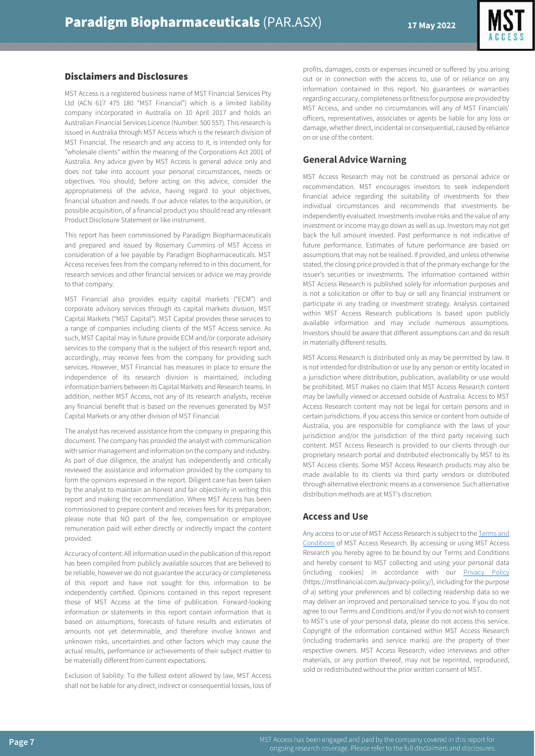## Disclaimers and Disclosures

MST Access is a registered business name of MST Financial Services Pty Ltd (ACN 617 475 180 "MST Financial") which is a limited liability company incorporated in Australia on 10 April 2017 and holds an Australian Financial Services Licence (Number: 500 557). This research is issued in Australia through MST Access which is the research division of MST Financial. The research and any access to it, is intended only for "wholesale clients" within the meaning of the Corporations Act 2001 of Australia. Any advice given by MST Access is general advice only and does not take into account your personal circumstances, needs or objectives. You should, before acting on this advice, consider the appropriateness of the advice, having regard to your objectives, financial situation and needs. If our advice relates to the acquisition, or possible acquisition, of a financial product you should read any relevant Product Disclosure Statement or like instrument.

This report has been commissioned by Paradigm Biopharmaceuticals and prepared and issued by Rosemary Cummins of MST Access in consideration of a fee payable by Paradigm Biopharmaceuticals. MST Access receives fees from the company referred to in this document, for research services and other financial services or advice we may provide to that company.

MST Financial also provides equity capital markets ("ECM") and corporate advisory services through its capital markets division, MST Capital Markets ("MST Capital"). MST Capital provides these services to a range of companies including clients of the MST Access service. As such, MST Capital may in future provide ECM and/or corporate advisory services to the company that is the subject of this research report and, accordingly, may receive fees from the company for providing such services. However, MST Financial has measures in place to ensure the independence of its research division is maintained, including information barriers between its Capital Markets and Research teams. In addition, neither MST Access, not any of its research analysts, receive any financial benefit that is based on the revenues generated by MST Capital Markets or any other division of MST Financial.

The analyst has received assistance from the company in preparing this document. The company has provided the analyst with communication with senior management and information on the company and industry. As part of due diligence, the analyst has independently and critically reviewed the assistance and information provided by the company to form the opinions expressed in the report. Diligent care has been taken by the analyst to maintain an honest and fair objectivity in writing this report and making the recommendation. Where MST Access has been commissioned to prepare content and receives fees for its preparation, please note that NO part of the fee, compensation or employee remuneration paid will either directly or indirectly impact the content provided.

Accuracy of content: All information used in the publication of this report has been compiled from publicly available sources that are believed to be reliable, however we do not guarantee the accuracy or completeness of this report and have not sought for this information to be independently certified. Opinions contained in this report represent those of MST Access at the time of publication. Forward-looking information or statements in this report contain information that is based on assumptions, forecasts of future results and estimates of amounts not yet determinable, and therefore involve known and unknown risks, uncertainties and other factors which may cause the actual results, performance or achievements of their subject matter to be materially different from current expectations.

Exclusion of liability: To the fullest extent allowed by law, MST Access shall not be liable for any direct, indirect or consequential losses, loss of profits, damages, costs or expenses incurred or suffered by you arising out or in connection with the access to, use of or reliance on any information contained in this report. No guarantees or warranties regarding accuracy, completeness or fitness for purpose are provided by MST Access, and under no circumstances will any of MST Financials' officers, representatives, associates or agents be liable for any loss or damage, whether direct, incidental or consequential, caused by reliance on or use of the content.

## General Advice Warning

MST Access Research may not be construed as personal advice or recommendation. MST encourages investors to seek independent financial advice regarding the suitability of investments for their individual circumstances and recommends that investments be independently evaluated. Investments involve risks and the value of any investment or income may go down as well as up. Investors may not get back the full amount invested. Past performance is not indicative of future performance. Estimates of future performance are based on assumptions that may not be realised. If provided, and unless otherwise stated, the closing price provided is that of the primary exchange for the issuer's securities or investments. The information contained within MST Access Research is published solely for information purposes and is not a solicitation or offer to buy or sell any financial instrument or participate in any trading or investment strategy. Analysis contained within MST Access Research publications is based upon publicly available information and may include numerous assumptions. Investors should be aware that different assumptions can and do result in materially different results.

MST Access Research is distributed only as may be permitted by law. It is not intended for distribution or use by any person or entity located in a jurisdiction where distribution, publication, availability or use would be prohibited. MST makes no claim that MST Access Research content may be lawfully viewed or accessed outside of Australia. Access to MST Access Research content may not be legal for certain persons and in certain jurisdictions. If you access this service or content from outside of Australia, you are responsible for compliance with the laws of your jurisdiction and/or the jurisdiction of the third party receiving such content. MST Access Research is provided to our clients through our proprietary research portal and distributed electronically by MST to its MST Access clients. Some MST Access Research products may also be made available to its clients via third party vendors or distributed through alternative electronic means as a convenience. Such alternative distribution methods are at MST's discretion.

## Access and Use

Any access to or use of MST Access Research is subject to the Terms and Conditions of MST Access Research. By accessing or using MST Access Research you hereby agree to be bound by our Terms and Conditions and hereby consent to MST collecting and using your personal data (including cookies) in accordance with our Privacy Policy (https://mstfinancial.com.au/privacy-policy/), including for the purpose of a) setting your preferences and b) collecting readership data so we may deliver an improved and personalised service to you. If you do not agree to our Terms and Conditions and/or if you do not wish to consent to MST's use of your personal data, please do not access this service. Copyright of the information contained within MST Access Research (including trademarks and service marks) are the property of their respective owners. MST Access Research, video interviews and other materials, or any portion thereof, may not be reprinted, reproduced, sold or redistributed without the prior written consent of MST.